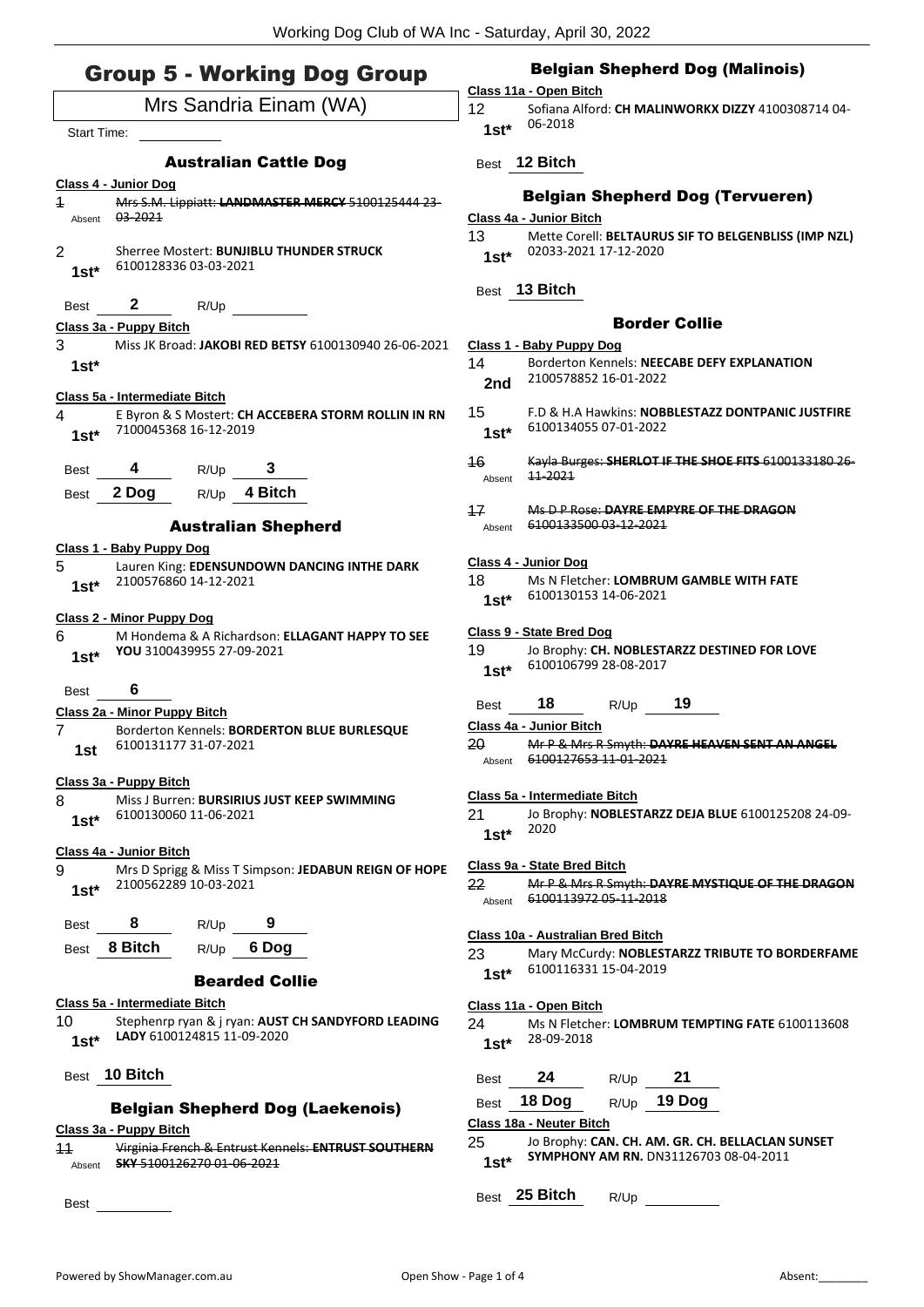# Group 5 - Working Dog Group

Mrs Sandria Einam (WA)

Start Time: 

### Australian Cattle Dog

**Class 4 - Junior Dog**

1 ~~Mrs S.M. Lippiatt: **LANDMASTER MERCY** 5100125444 23-03-2021~~
Absent

2 Sherree Mostert: **BUNJIBLU THUNDER STRUCK** 6100128336 03-03-2021
**1st***

Best **2** R/Up 

**Class 3a - Puppy Bitch**

3 Miss JK Broad: **JAKOBI RED BETSY** 6100130940 26-06-2021
**1st***

**Class 5a - Intermediate Bitch**

4 E Byron & S Mostert: **CH ACCEBERA STORM ROLLIN IN RN** 7100045368 16-12-2019
**1st***

Best **4** R/Up **3**

Best **2 Dog** R/Up **4 Bitch**

### Australian Shepherd

**Class 1 - Baby Puppy Dog**

5 Lauren King: **EDENSUNDOWN DANCING INTHE DARK** 2100576860 14-12-2021
**1st***

**Class 2 - Minor Puppy Dog**

6 M Hondema & A Richardson: **ELLAGANT HAPPY TO SEE YOU** 3100439955 27-09-2021
**1st***

Best **6**

**Class 2a - Minor Puppy Bitch**

7 Borderton Kennels: **BORDERTON BLUE BURLESQUE** 6100131177 31-07-2021
**1st**

**Class 3a - Puppy Bitch**

8 Miss J Burren: **BURSIRIUS JUST KEEP SWIMMING** 6100130060 11-06-2021
**1st***

**Class 4a - Junior Bitch**

9 Mrs D Sprigg & Miss T Simpson: **JEDABUN REIGN OF HOPE** 2100562289 10-03-2021
**1st***

Best **8** R/Up **9**

Best **8 Bitch** R/Up **6 Dog**

### Bearded Collie

**Class 5a - Intermediate Bitch**

10 Stephenrp ryan & j ryan: **AUST CH SANDYFORD LEADING LADY** 6100124815 11-09-2020
**1st***

Best **10 Bitch**

### Belgian Shepherd Dog (Laekenois)

**Class 3a - Puppy Bitch**

11 ~~Virginia French & Entrust Kennels: **ENTRUST SOUTHERN SKY** 5100126270 01-06-2021~~
Absent

Best 

### Belgian Shepherd Dog (Malinois)

**Class 11a - Open Bitch**

12 Sofiana Alford: **CH MALINWORKX DIZZY** 4100308714 04-06-2018
**1st***

Best **12 Bitch**

### Belgian Shepherd Dog (Tervueren)

**Class 4a - Junior Bitch**

13 Mette Corell: **BELTAURUS SIF TO BELGENBLISS (IMP NZL)** 02033-2021 17-12-2020
**1st***

Best **13 Bitch**

### Border Collie

**Class 1 - Baby Puppy Dog**

14 Borderton Kennels: **NEECABE DEFY EXPLANATION** 2100578852 16-01-2022
**2nd**

15 F.D & H.A Hawkins: **NOBBLESTAZZ DONTPANIC JUSTFIRE** 6100134055 07-01-2022
**1st***

16 ~~Kayla Burges: **SHERLOT IF THE SHOE FITS** 6100133180 26-11-2021~~
Absent

17 ~~Ms D P Rose: **DAYRE EMPYRE OF THE DRAGON** 6100133500 03-12-2021~~
Absent

**Class 4 - Junior Dog**

18 Ms N Fletcher: **LOMBRUM GAMBLE WITH FATE** 6100130153 14-06-2021
**1st***

**Class 9 - State Bred Dog**

19 Jo Brophy: **CH. NOBLESTARZZ DESTINED FOR LOVE** 6100106799 28-08-2017
**1st***

Best **18** R/Up **19**

**Class 4a - Junior Bitch**

20 ~~Mr P & Mrs R Smyth: **DAYRE HEAVEN SENT AN ANGEL** 6100127653 11-01-2021~~
Absent

**Class 5a - Intermediate Bitch**

21 Jo Brophy: **NOBLESTARZZ DEJA BLUE** 6100125208 24-09-2020
**1st***

**Class 9a - State Bred Bitch**

22 ~~Mr P & Mrs R Smyth: **DAYRE MYSTIQUE OF THE DRAGON** 6100113972 05-11-2018~~
Absent

**Class 10a - Australian Bred Bitch**

23 Mary McCurdy: **NOBLESTARZZ TRIBUTE TO BORDERFAME** 6100116331 15-04-2019
**1st***

**Class 11a - Open Bitch**

24 Ms N Fletcher: **LOMBRUM TEMPTING FATE** 6100113608 28-09-2018
**1st***

Best **24** R/Up **21**

Best **18 Dog** R/Up **19 Dog**

**Class 18a - Neuter Bitch**

25 Jo Brophy: **CAN. CH. AM. GR. CH. BELLACLAN SUNSET SYMPHONY AM RN.** DN31126703 08-04-2011
**1st***

Best **25 Bitch** R/Up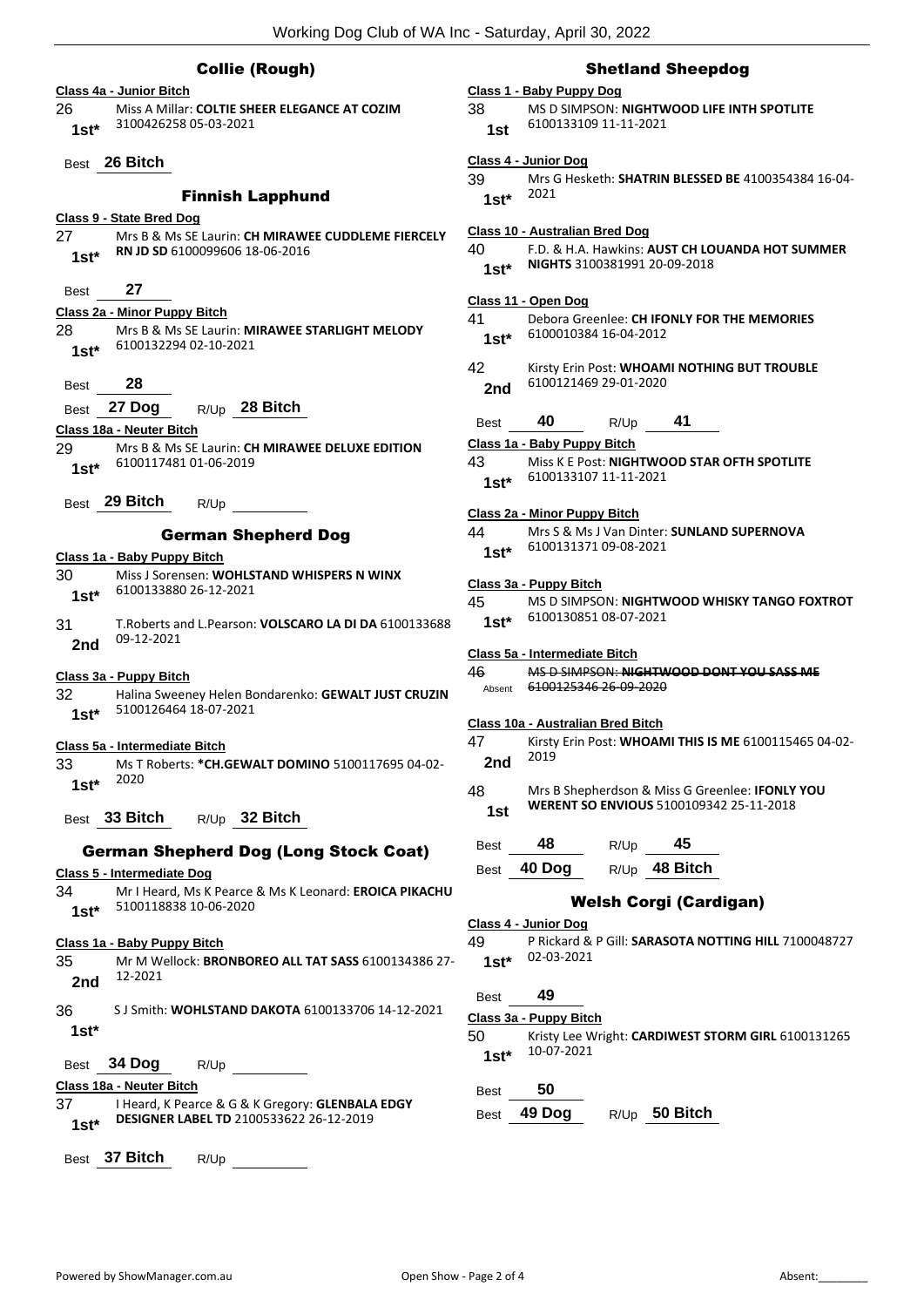## Collie (Rough)

**Class 4a - Junior Bitch**

26 Miss A Millar: **COLTIE SHEER ELEGANCE AT COZIM** 3100426258 05-03-2021
1st*

Best **26 Bitch**

## Finnish Lapphund

**Class 9 - State Bred Dog**

27 Mrs B & Ms SE Laurin: **CH MIRAWEE CUDDLEME FIERCELY RN JD SD** 6100099606 18-06-2016
1st*

Best **27**

**Class 2a - Minor Puppy Bitch**

28 Mrs B & Ms SE Laurin: **MIRAWEE STARLIGHT MELODY** 6100132294 02-10-2021
1st*

Best **28**

Best **27 Dog** R/Up **28 Bitch**

**Class 18a - Neuter Bitch**

29 Mrs B & Ms SE Laurin: **CH MIRAWEE DELUXE EDITION** 6100117481 01-06-2019
1st*

Best **29 Bitch** R/Up

## German Shepherd Dog

**Class 1a - Baby Puppy Bitch**

30 Miss J Sorensen: **WOHLSTAND WHISPERS N WINX** 6100133880 26-12-2021
1st*

31 T.Roberts and L.Pearson: **VOLSCARO LA DI DA** 6100133688 09-12-2021
2nd

**Class 3a - Puppy Bitch**

32 Halina Sweeney Helen Bondarenko: **GEWALT JUST CRUZIN** 5100126464 18-07-2021
1st*

**Class 5a - Intermediate Bitch**

33 Ms T Roberts: ***CH.GEWALT DOMINO** 5100117695 04-02-2020
1st*

Best **33 Bitch** R/Up **32 Bitch**

## German Shepherd Dog (Long Stock Coat)

**Class 5 - Intermediate Dog**

34 Mr I Heard, Ms K Pearce & Ms K Leonard: **EROICA PIKACHU** 5100118838 10-06-2020
1st*

**Class 1a - Baby Puppy Bitch**

35 Mr M Wellock: **BRONBOREO ALL TAT SASS** 6100134386 27-12-2021
2nd

36 S J Smith: **WOHLSTAND DAKOTA** 6100133706 14-12-2021
1st*

Best **34 Dog** R/Up

**Class 18a - Neuter Bitch**

37 I Heard, K Pearce & G & K Gregory: **GLENBALA EDGY DESIGNER LABEL TD** 2100533622 26-12-2019
1st*

Best **37 Bitch** R/Up

## Shetland Sheepdog

**Class 1 - Baby Puppy Dog**

38 MS D SIMPSON: **NIGHTWOOD LIFE INTH SPOTLITE** 6100133109 11-11-2021
1st

**Class 4 - Junior Dog**

39 Mrs G Hesketh: **SHATRIN BLESSED BE** 4100354384 16-04-2021
1st*

**Class 10 - Australian Bred Dog**

40 F.D. & H.A. Hawkins: **AUST CH LOUANDA HOT SUMMER NIGHTS** 3100381991 20-09-2018
1st*

**Class 11 - Open Dog**

41 Debora Greenlee: **CH IFONLY FOR THE MEMORIES** 6100010384 16-04-2012
1st*

42 Kirsty Erin Post: **WHOAMI NOTHING BUT TROUBLE** 6100121469 29-01-2020
2nd

Best **40** R/Up **41**

**Class 1a - Baby Puppy Bitch**

43 Miss K E Post: **NIGHTWOOD STAR OFTH SPOTLITE** 6100133107 11-11-2021
1st*

**Class 2a - Minor Puppy Bitch**

44 Mrs S & Ms J Van Dinter: **SUNLAND SUPERNOVA** 6100131371 09-08-2021
1st*

**Class 3a - Puppy Bitch**

45 MS D SIMPSON: **NIGHTWOOD WHISKY TANGO FOXTROT** 6100130851 08-07-2021
1st*

**Class 5a - Intermediate Bitch**

46 ~~MS D SIMPSON: **NIGHTWOOD DONT YOU SASS ME** 6100125346 26-09-2020~~
Absent

**Class 10a - Australian Bred Bitch**

47 Kirsty Erin Post: **WHOAMI THIS IS ME** 6100115465 04-02-2019
2nd

48 Mrs B Shepherdson & Miss G Greenlee: **IFONLY YOU WERENT SO ENVIOUS** 5100109342 25-11-2018
1st

Best **48** R/Up **45**

Best **40 Dog** R/Up **48 Bitch**

## Welsh Corgi (Cardigan)

**Class 4 - Junior Dog**

49 P Rickard & P Gill: **SARASOTA NOTTING HILL** 7100048727 02-03-2021
1st*

Best **49**

**Class 3a - Puppy Bitch**

50 Kristy Lee Wright: **CARDIWEST STORM GIRL** 6100131265 10-07-2021
1st*

Best **50**

Best **49 Dog** R/Up **50 Bitch**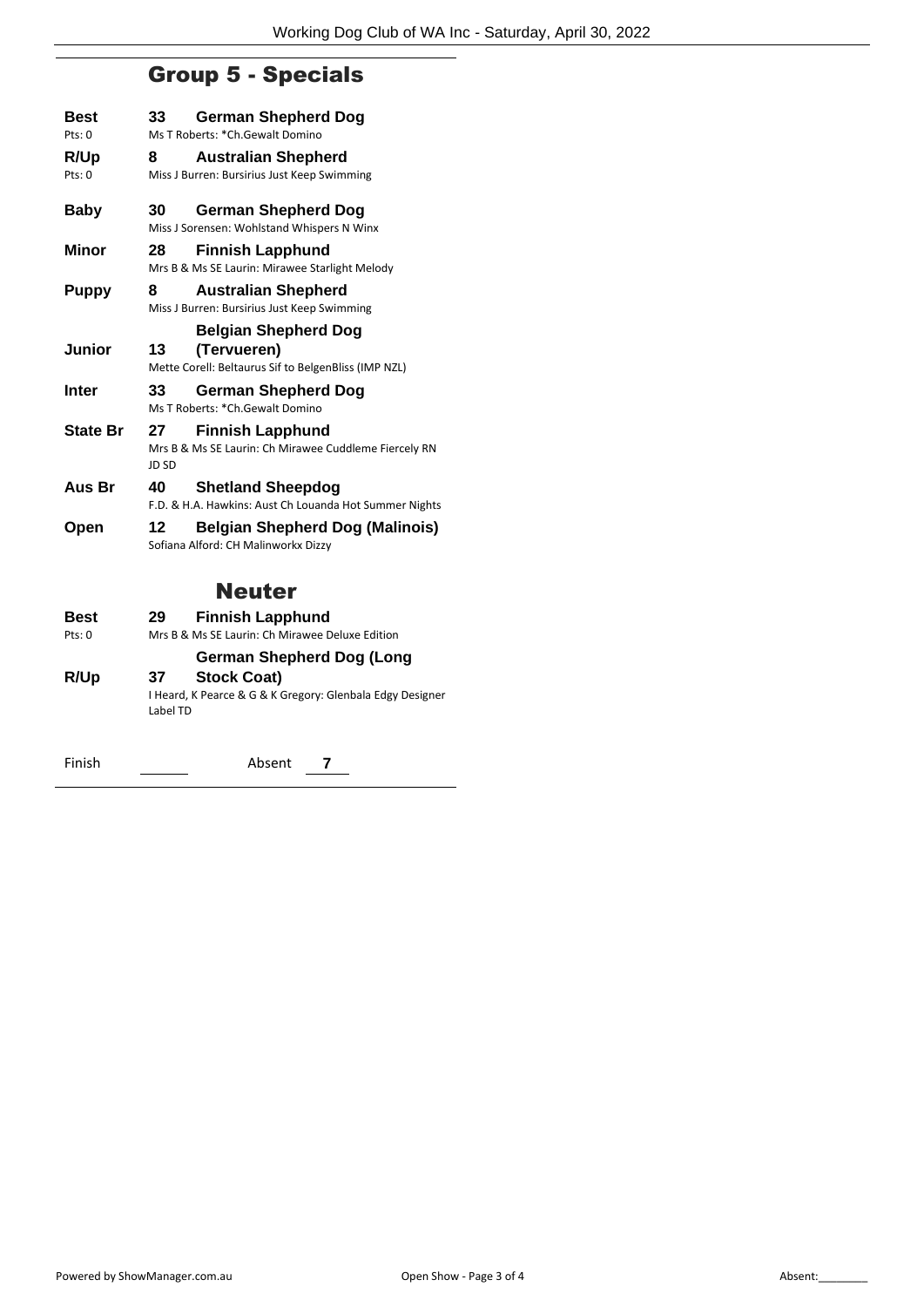## Group 5 - Specials

| | | |
|---|---|---|
| **Best** Pts: 0 | **33** | **German Shepherd Dog** Ms T Roberts: *Ch.Gewalt Domino |
| **R/Up** Pts: 0 | **8** | **Australian Shepherd** Miss J Burren: Bursirius Just Keep Swimming |
| **Baby** | **30** | **German Shepherd Dog** Miss J Sorensen: Wohlstand Whispers N Winx |
| **Minor** | **28** | **Finnish Lapphund** Mrs B & Ms SE Laurin: Mirawee Starlight Melody |
| **Puppy** | **8** | **Australian Shepherd** Miss J Burren: Bursirius Just Keep Swimming |
| **Junior** | **13** | **Belgian Shepherd Dog (Tervueren)** Mette Corell: Beltaurus Sif to BelgenBliss (IMP NZL) |
| **Inter** | **33** | **German Shepherd Dog** Ms T Roberts: *Ch.Gewalt Domino |
| **State Br** | **27** | **Finnish Lapphund** Mrs B & Ms SE Laurin: Ch Mirawee Cuddleme Fiercely RN JD SD |
| **Aus Br** | **40** | **Shetland Sheepdog** F.D. & H.A. Hawkins: Aust Ch Louanda Hot Summer Nights |
| **Open** | **12** | **Belgian Shepherd Dog (Malinois)** Sofiana Alford: CH Malinworkx Dizzy |

## Neuter

| | | |
|---|---|---|
| **Best** Pts: 0 | **29** | **Finnish Lapphund** Mrs B & Ms SE Laurin: Ch Mirawee Deluxe Edition |
| **R/Up** | **37** | **German Shepherd Dog (Long Stock Coat)** I Heard, K Pearce & G & K Gregory: Glenbala Edgy Designer Label TD |

Finish ______ Absent **7**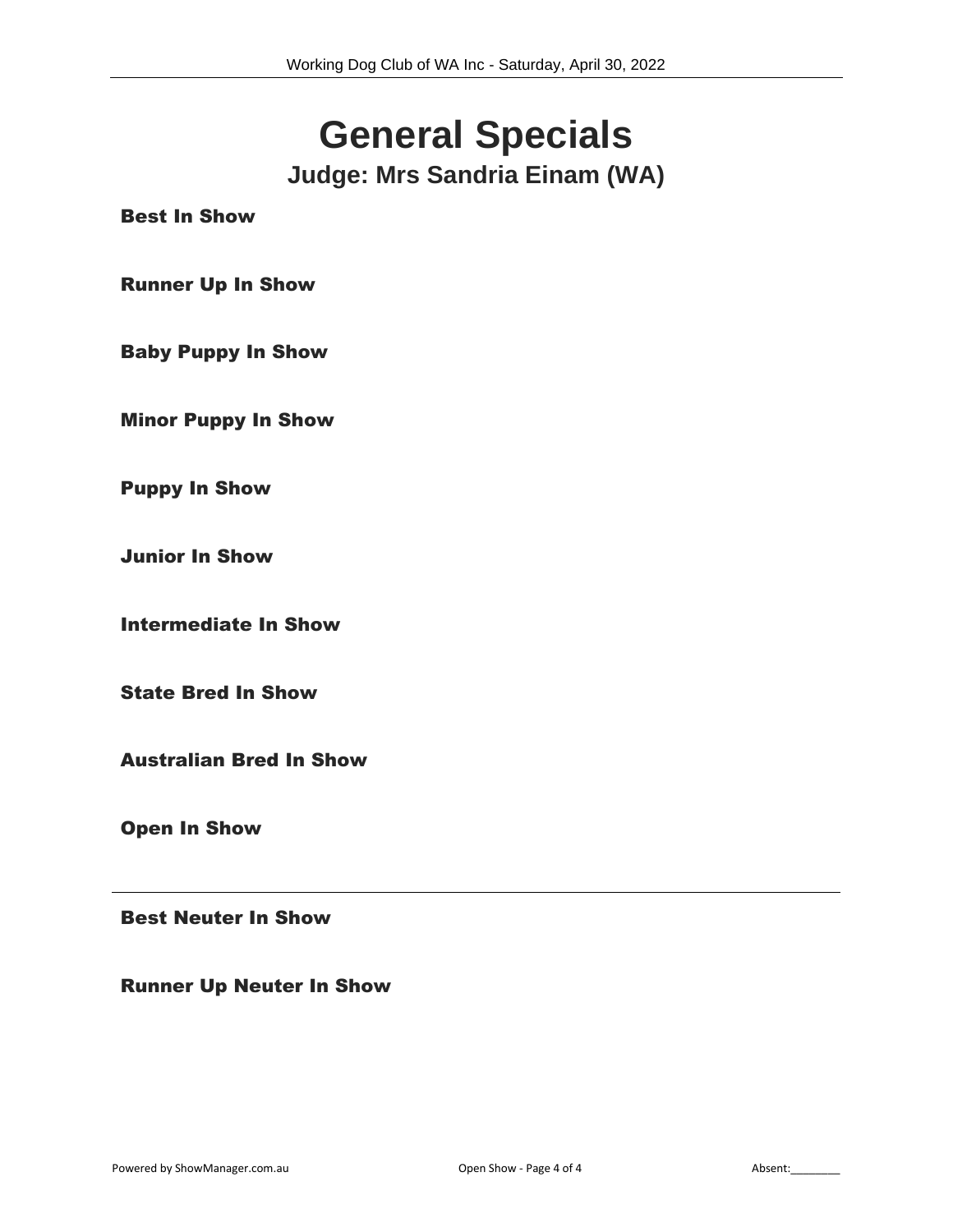# General Specials

## Judge: Mrs Sandria Einam (WA)

**Best In Show**

**Runner Up In Show**

**Baby Puppy In Show**

**Minor Puppy In Show**

**Puppy In Show**

**Junior In Show**

**Intermediate In Show**

**State Bred In Show**

**Australian Bred In Show**

**Open In Show**

---

**Best Neuter In Show**

**Runner Up Neuter In Show**